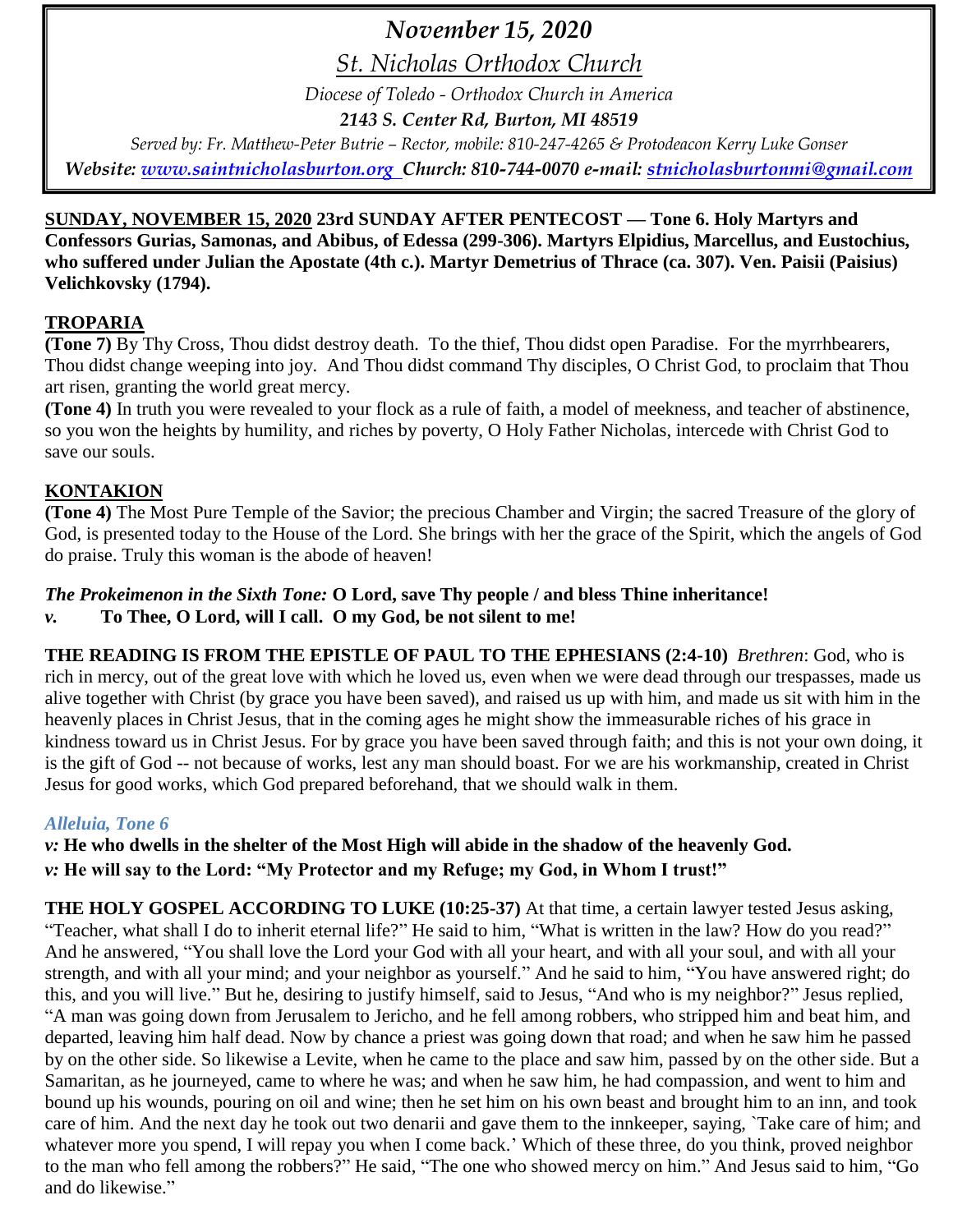# *November 15, 2020*

## *St. Nicholas Orthodox Church*

*Diocese of Toledo - Orthodox Church in America*

***2143 S. Center Rd, Burton, MI 48519***

*Served by: Fr. Matthew-Peter Butrie – Rector, mobile: 810-247-4265 & Protodeacon Kerry Luke Gonser*

***Website: www.saintnicholasburton.org Church: 810-744-0070 e-mail: stnicholasburtonmi@gmail.com***

**SUNDAY, NOVEMBER 15, 2020 23rd SUNDAY AFTER PENTECOST — Tone 6. Holy Martyrs and Confessors Gurias, Samonas, and Abibus, of Edessa (299-306). Martyrs Elpidius, Marcellus, and Eustochius, who suffered under Julian the Apostate (4th c.). Martyr Demetrius of Thrace (ca. 307). Ven. Paisii (Paisius) Velichkovsky (1794).**

**TROPARIA**

**(Tone 7)** By Thy Cross, Thou didst destroy death. To the thief, Thou didst open Paradise. For the myrrhbearers, Thou didst change weeping into joy. And Thou didst command Thy disciples, O Christ God, to proclaim that Thou art risen, granting the world great mercy.

**(Tone 4)** In truth you were revealed to your flock as a rule of faith, a model of meekness, and teacher of abstinence, so you won the heights by humility, and riches by poverty, O Holy Father Nicholas, intercede with Christ God to save our souls.

**KONTAKION**

**(Tone 4)** The Most Pure Temple of the Savior; the precious Chamber and Virgin; the sacred Treasure of the glory of God, is presented today to the House of the Lord. She brings with her the grace of the Spirit, which the angels of God do praise. Truly this woman is the abode of heaven!

***The Prokeimenon in the Sixth Tone:*** **O Lord, save Thy people / and bless Thine inheritance!**

***v.*** **To Thee, O Lord, will I call. O my God, be not silent to me!**

**THE READING IS FROM THE EPISTLE OF PAUL TO THE EPHESIANS (2:4-10)** *Brethren*: God, who is rich in mercy, out of the great love with which he loved us, even when we were dead through our trespasses, made us alive together with Christ (by grace you have been saved), and raised us up with him, and made us sit with him in the heavenly places in Christ Jesus, that in the coming ages he might show the immeasurable riches of his grace in kindness toward us in Christ Jesus. For by grace you have been saved through faith; and this is not your own doing, it is the gift of God -- not because of works, lest any man should boast. For we are his workmanship, created in Christ Jesus for good works, which God prepared beforehand, that we should walk in them.

***Alleluia, Tone 6***

***v:*** **He who dwells in the shelter of the Most High will abide in the shadow of the heavenly God.**

***v:*** **He will say to the Lord: "My Protector and my Refuge; my God, in Whom I trust!"**

**THE HOLY GOSPEL ACCORDING TO LUKE (10:25-37)** At that time, a certain lawyer tested Jesus asking, "Teacher, what shall I do to inherit eternal life?" He said to him, "What is written in the law? How do you read?" And he answered, "You shall love the Lord your God with all your heart, and with all your soul, and with all your strength, and with all your mind; and your neighbor as yourself." And he said to him, "You have answered right; do this, and you will live." But he, desiring to justify himself, said to Jesus, "And who is my neighbor?" Jesus replied, "A man was going down from Jerusalem to Jericho, and he fell among robbers, who stripped him and beat him, and departed, leaving him half dead. Now by chance a priest was going down that road; and when he saw him he passed by on the other side. So likewise a Levite, when he came to the place and saw him, passed by on the other side. But a Samaritan, as he journeyed, came to where he was; and when he saw him, he had compassion, and went to him and bound up his wounds, pouring on oil and wine; then he set him on his own beast and brought him to an inn, and took care of him. And the next day he took out two denarii and gave them to the innkeeper, saying, `Take care of him; and whatever more you spend, I will repay you when I come back.' Which of these three, do you think, proved neighbor to the man who fell among the robbers?" He said, "The one who showed mercy on him." And Jesus said to him, "Go and do likewise."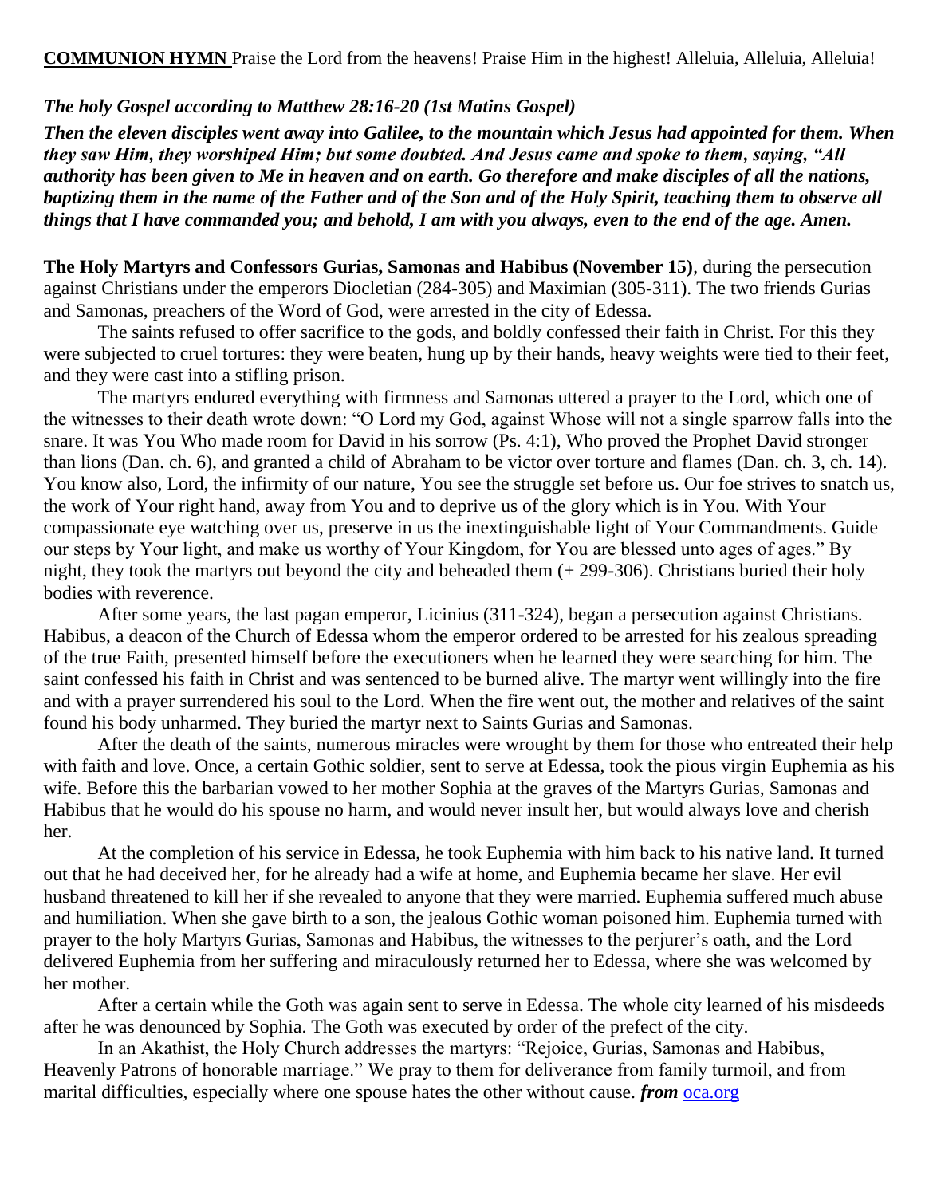**COMMUNION HYMN** Praise the Lord from the heavens! Praise Him in the highest! Alleluia, Alleluia, Alleluia!

***The holy Gospel according to Matthew 28:16-20 (1st Matins Gospel)***

***Then the eleven disciples went away into Galilee, to the mountain which Jesus had appointed for them. When they saw Him, they worshiped Him; but some doubted. And Jesus came and spoke to them, saying, "All authority has been given to Me in heaven and on earth. Go therefore and make disciples of all the nations, baptizing them in the name of the Father and of the Son and of the Holy Spirit, teaching them to observe all things that I have commanded you; and behold, I am with you always, even to the end of the age. Amen.***

**The Holy Martyrs and Confessors Gurias, Samonas and Habibus (November 15)**, during the persecution against Christians under the emperors Diocletian (284-305) and Maximian (305-311). The two friends Gurias and Samonas, preachers of the Word of God, were arrested in the city of Edessa.

The saints refused to offer sacrifice to the gods, and boldly confessed their faith in Christ. For this they were subjected to cruel tortures: they were beaten, hung up by their hands, heavy weights were tied to their feet, and they were cast into a stifling prison.

The martyrs endured everything with firmness and Samonas uttered a prayer to the Lord, which one of the witnesses to their death wrote down: "O Lord my God, against Whose will not a single sparrow falls into the snare. It was You Who made room for David in his sorrow (Ps. 4:1), Who proved the Prophet David stronger than lions (Dan. ch. 6), and granted a child of Abraham to be victor over torture and flames (Dan. ch. 3, ch. 14). You know also, Lord, the infirmity of our nature, You see the struggle set before us. Our foe strives to snatch us, the work of Your right hand, away from You and to deprive us of the glory which is in You. With Your compassionate eye watching over us, preserve in us the inextinguishable light of Your Commandments. Guide our steps by Your light, and make us worthy of Your Kingdom, for You are blessed unto ages of ages." By night, they took the martyrs out beyond the city and beheaded them (+ 299-306). Christians buried their holy bodies with reverence.

After some years, the last pagan emperor, Licinius (311-324), began a persecution against Christians. Habibus, a deacon of the Church of Edessa whom the emperor ordered to be arrested for his zealous spreading of the true Faith, presented himself before the executioners when he learned they were searching for him. The saint confessed his faith in Christ and was sentenced to be burned alive. The martyr went willingly into the fire and with a prayer surrendered his soul to the Lord. When the fire went out, the mother and relatives of the saint found his body unharmed. They buried the martyr next to Saints Gurias and Samonas.

After the death of the saints, numerous miracles were wrought by them for those who entreated their help with faith and love. Once, a certain Gothic soldier, sent to serve at Edessa, took the pious virgin Euphemia as his wife. Before this the barbarian vowed to her mother Sophia at the graves of the Martyrs Gurias, Samonas and Habibus that he would do his spouse no harm, and would never insult her, but would always love and cherish her.

At the completion of his service in Edessa, he took Euphemia with him back to his native land. It turned out that he had deceived her, for he already had a wife at home, and Euphemia became her slave. Her evil husband threatened to kill her if she revealed to anyone that they were married. Euphemia suffered much abuse and humiliation. When she gave birth to a son, the jealous Gothic woman poisoned him. Euphemia turned with prayer to the holy Martyrs Gurias, Samonas and Habibus, the witnesses to the perjurer's oath, and the Lord delivered Euphemia from her suffering and miraculously returned her to Edessa, where she was welcomed by her mother.

After a certain while the Goth was again sent to serve in Edessa. The whole city learned of his misdeeds after he was denounced by Sophia. The Goth was executed by order of the prefect of the city.

In an Akathist, the Holy Church addresses the martyrs: "Rejoice, Gurias, Samonas and Habibus, Heavenly Patrons of honorable marriage." We pray to them for deliverance from family turmoil, and from marital difficulties, especially where one spouse hates the other without cause. ***from*** oca.org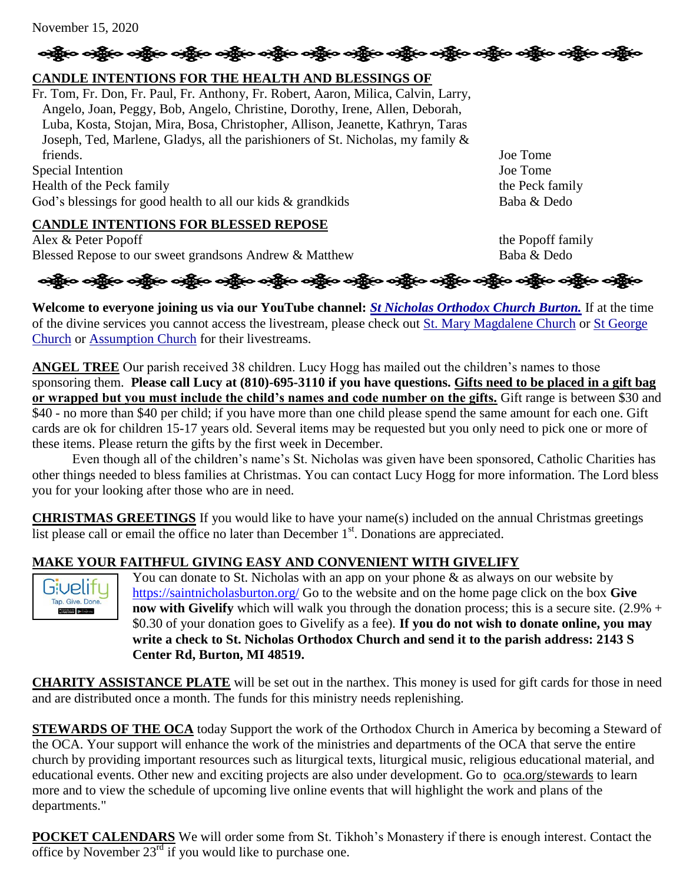November 15, 2020

**CANDLE INTENTIONS FOR THE HEALTH AND BLESSINGS OF**

| | |
|---|---|
| Fr. Tom, Fr. Don, Fr. Paul, Fr. Anthony, Fr. Robert, Aaron, Milica, Calvin, Larry, Angelo, Joan, Peggy, Bob, Angelo, Christine, Dorothy, Irene, Allen, Deborah, Luba, Kosta, Stojan, Mira, Bosa, Christopher, Allison, Jeanette, Kathryn, Taras Joseph, Ted, Marlene, Gladys, all the parishioners of St. Nicholas, my family & friends. | Joe Tome |
| Special Intention | Joe Tome |
| Health of the Peck family | the Peck family |
| God's blessings for good health to all our kids & grandkids | Baba & Dedo |

**CANDLE INTENTIONS FOR BLESSED REPOSE**

| | |
|---|---|
| Alex & Peter Popoff | the Popoff family |
| Blessed Repose to our sweet grandsons Andrew & Matthew | Baba & Dedo |

**Welcome to everyone joining us via our YouTube channel:** ***St Nicholas Orthodox Church Burton.*** If at the time of the divine services you cannot access the livestream, please check out St. Mary Magdalene Church or St George Church or Assumption Church for their livestreams.

**ANGEL TREE** Our parish received 38 children. Lucy Hogg has mailed out the children's names to those sponsoring them. **Please call Lucy at (810)-695-3110 if you have questions. Gifts need to be placed in a gift bag or wrapped but you must include the child's names and code number on the gifts.** Gift range is between $30 and $40 - no more than $40 per child; if you have more than one child please spend the same amount for each one. Gift cards are ok for children 15-17 years old. Several items may be requested but you only need to pick one or more of these items. Please return the gifts by the first week in December.

Even though all of the children's name's St. Nicholas was given have been sponsored, Catholic Charities has other things needed to bless families at Christmas. You can contact Lucy Hogg for more information. The Lord bless you for your looking after those who are in need.

**CHRISTMAS GREETINGS** If you would like to have your name(s) included on the annual Christmas greetings list please call or email the office no later than December 1st. Donations are appreciated.

**MAKE YOUR FAITHFUL GIVING EASY AND CONVENIENT WITH GIVELIFY**

You can donate to St. Nicholas with an app on your phone & as always on our website by https://saintnicholasburton.org/ Go to the website and on the home page click on the box **Give now with Givelify** which will walk you through the donation process; this is a secure site. (2.9% + $0.30 of your donation goes to Givelify as a fee). **If you do not wish to donate online, you may write a check to St. Nicholas Orthodox Church and send it to the parish address: 2143 S Center Rd, Burton, MI 48519.**

**CHARITY ASSISTANCE PLATE** will be set out in the narthex. This money is used for gift cards for those in need and are distributed once a month. The funds for this ministry needs replenishing.

**STEWARDS OF THE OCA** today Support the work of the Orthodox Church in America by becoming a Steward of the OCA. Your support will enhance the work of the ministries and departments of the OCA that serve the entire church by providing important resources such as liturgical texts, liturgical music, religious educational material, and educational events. Other new and exciting projects are also under development. Go to oca.org/stewards to learn more and to view the schedule of upcoming live online events that will highlight the work and plans of the departments."

**POCKET CALENDARS** We will order some from St. Tikhoh's Monastery if there is enough interest. Contact the office by November 23rd if you would like to purchase one.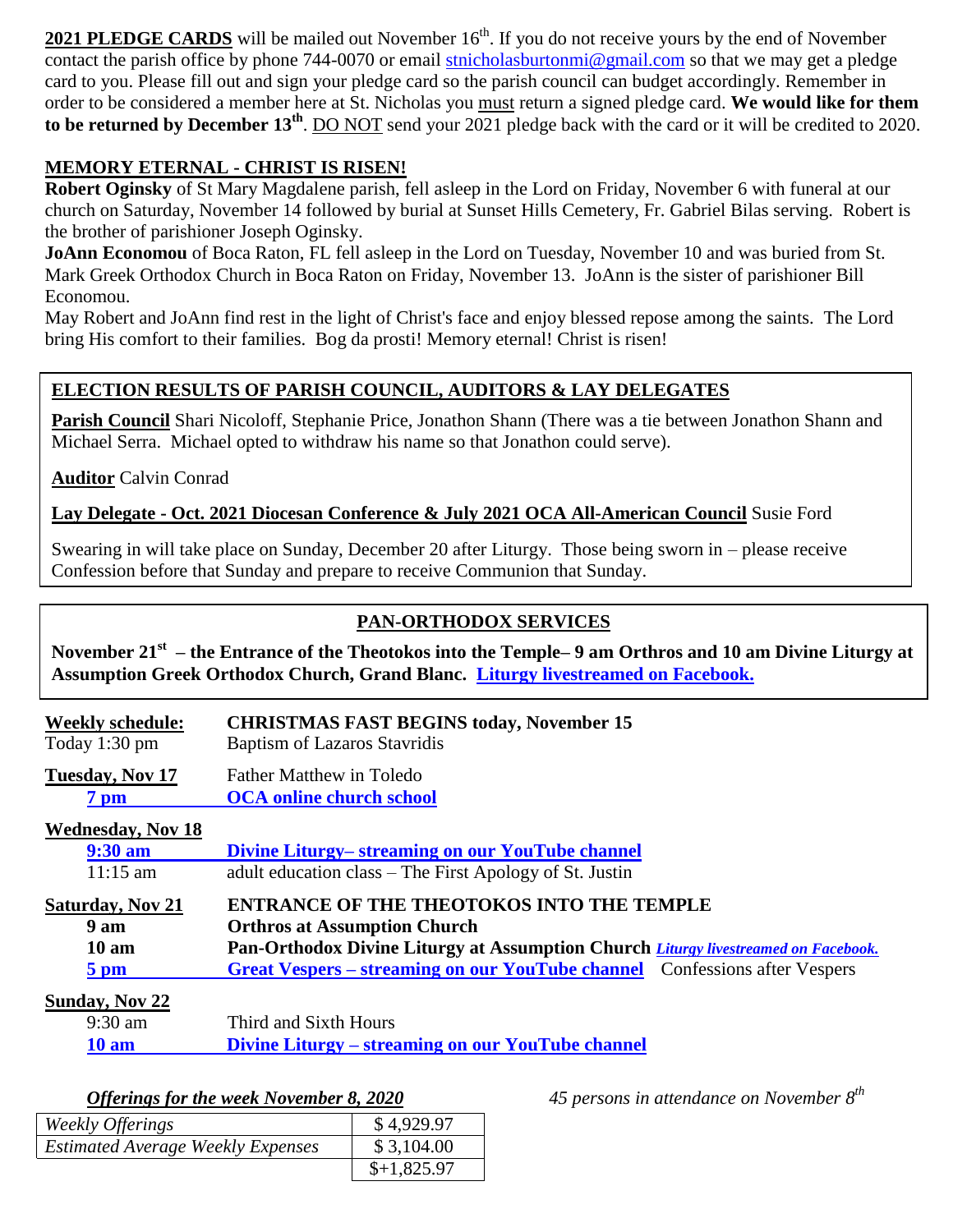**2021 PLEDGE CARDS** will be mailed out November 16th. If you do not receive yours by the end of November contact the parish office by phone 744-0070 or email stnicholasburtonmi@gmail.com so that we may get a pledge card to you. Please fill out and sign your pledge card so the parish council can budget accordingly. Remember in order to be considered a member here at St. Nicholas you must return a signed pledge card. **We would like for them to be returned by December 13th**. DO NOT send your 2021 pledge back with the card or it will be credited to 2020.

**MEMORY ETERNAL - CHRIST IS RISEN!**

**Robert Oginsky** of St Mary Magdalene parish, fell asleep in the Lord on Friday, November 6 with funeral at our church on Saturday, November 14 followed by burial at Sunset Hills Cemetery, Fr. Gabriel Bilas serving. Robert is the brother of parishioner Joseph Oginsky.

**JoAnn Economou** of Boca Raton, FL fell asleep in the Lord on Tuesday, November 10 and was buried from St. Mark Greek Orthodox Church in Boca Raton on Friday, November 13. JoAnn is the sister of parishioner Bill Economou.

May Robert and JoAnn find rest in the light of Christ's face and enjoy blessed repose among the saints. The Lord bring His comfort to their families. Bog da prosti! Memory eternal! Christ is risen!

**ELECTION RESULTS OF PARISH COUNCIL, AUDITORS & LAY DELEGATES**

**Parish Council** Shari Nicoloff, Stephanie Price, Jonathon Shann (There was a tie between Jonathon Shann and Michael Serra. Michael opted to withdraw his name so that Jonathon could serve).

**Auditor** Calvin Conrad

**Lay Delegate - Oct. 2021 Diocesan Conference & July 2021 OCA All-American Council** Susie Ford

Swearing in will take place on Sunday, December 20 after Liturgy. Those being sworn in – please receive Confession before that Sunday and prepare to receive Communion that Sunday.

**PAN-ORTHODOX SERVICES**

**November 21st – the Entrance of the Theotokos into the Temple– 9 am Orthros and 10 am Divine Liturgy at Assumption Greek Orthodox Church, Grand Blanc. Liturgy livestreamed on Facebook.**

| | |
|---|---|
| **Weekly schedule:** | **CHRISTMAS FAST BEGINS today, November 15** |
| Today 1:30 pm | Baptism of Lazaros Stavridis |
| **Tuesday, Nov 17** | Father Matthew in Toledo |
| **7 pm** | **OCA online church school** |
| **Wednesday, Nov 18** | |
| **9:30 am** | **Divine Liturgy– streaming on our YouTube channel** |
| 11:15 am | adult education class – The First Apology of St. Justin |
| **Saturday, Nov 21** | **ENTRANCE OF THE THEOTOKOS INTO THE TEMPLE** |
| **9 am** | **Orthros at Assumption Church** |
| **10 am** | **Pan-Orthodox Divine Liturgy at Assumption Church** *Liturgy livestreamed on Facebook.* |
| **5 pm** | **Great Vespers – streaming on our YouTube channel** Confessions after Vespers |
| **Sunday, Nov 22** | |
| 9:30 am | Third and Sixth Hours |
| **10 am** | **Divine Liturgy – streaming on our YouTube channel** |

***Offerings for the week November 8, 2020***

| | |
|---|---|
| *Weekly Offerings* | $ 4,929.97 |
| *Estimated Average Weekly Expenses* | $ 3,104.00 |
| | $+1,825.97 |

*45 persons in attendance on November 8th*